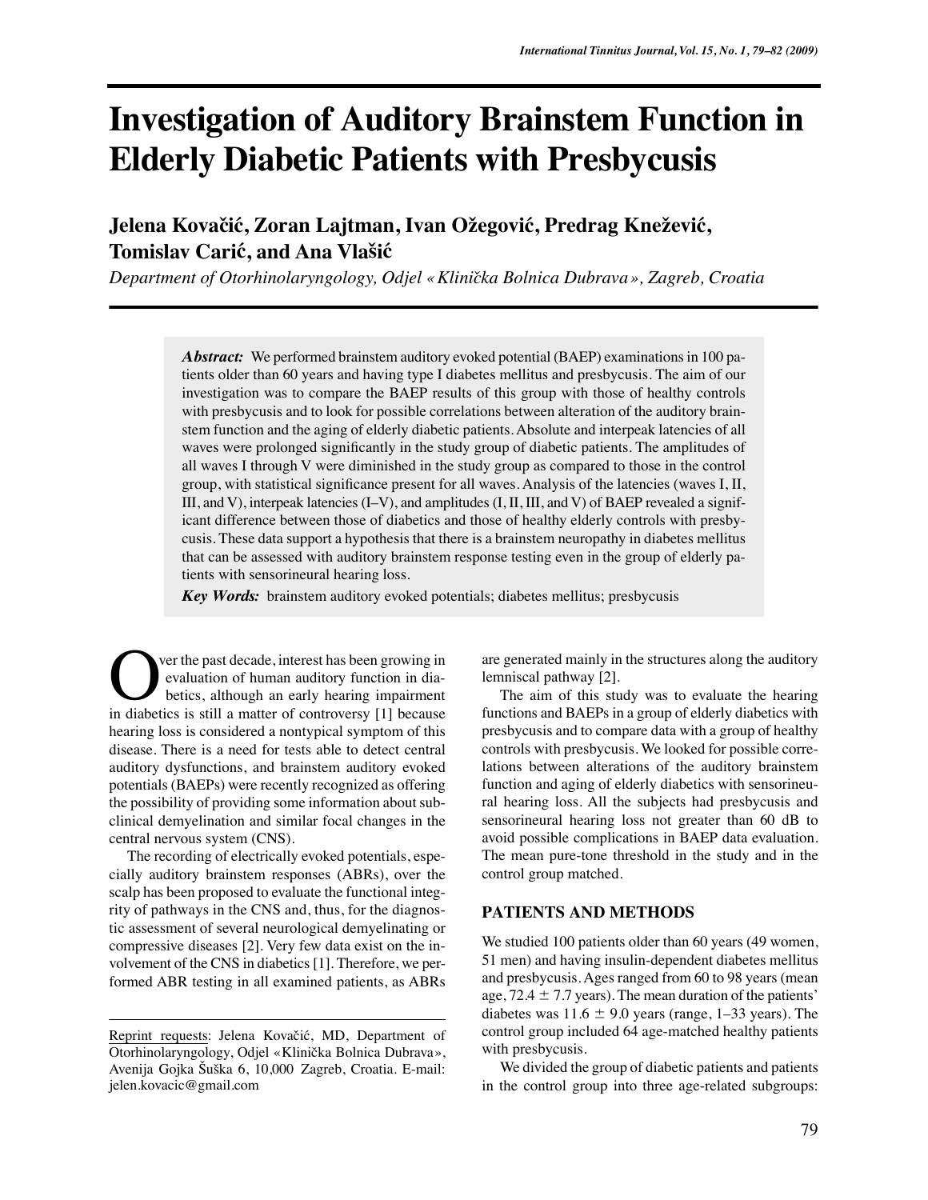# Investigation of Auditory Brainstem Function in Elderly Diabetic Patients with Presbycusis

**Jelena Kovačić, Zoran Lajtman, Ivan Ožegović, Predrag Knežević, Tomislav Carić, and Ana Vlašić**

*Department of Otorhinolaryngology, Odjel «Klinička Bolnica Dubrava», Zagreb, Croatia*

***Abstract:*** We performed brainstem auditory evoked potential (BAEP) examinations in 100 patients older than 60 years and having type I diabetes mellitus and presbycusis. The aim of our investigation was to compare the BAEP results of this group with those of healthy controls with presbycusis and to look for possible correlations between alteration of the auditory brainstem function and the aging of elderly diabetic patients. Absolute and interpeak latencies of all waves were prolonged significantly in the study group of diabetic patients. The amplitudes of all waves I through V were diminished in the study group as compared to those in the control group, with statistical significance present for all waves. Analysis of the latencies (waves I, II, III, and V), interpeak latencies (I–V), and amplitudes (I, II, III, and V) of BAEP revealed a significant difference between those of diabetics and those of healthy elderly controls with presbycusis. These data support a hypothesis that there is a brainstem neuropathy in diabetes mellitus that can be assessed with auditory brainstem response testing even in the group of elderly patients with sensorineural hearing loss.

***Key Words:*** brainstem auditory evoked potentials; diabetes mellitus; presbycusis

Over the past decade, interest has been growing in evaluation of human auditory function in diabetics, although an early hearing impairment in diabetics is still a matter of controversy [1] because hearing loss is considered a nontypical symptom of this disease. There is a need for tests able to detect central auditory dysfunctions, and brainstem auditory evoked potentials (BAEPs) were recently recognized as offering the possibility of providing some information about subclinical demyelination and similar focal changes in the central nervous system (CNS).

The recording of electrically evoked potentials, especially auditory brainstem responses (ABRs), over the scalp has been proposed to evaluate the functional integrity of pathways in the CNS and, thus, for the diagnostic assessment of several neurological demyelinating or compressive diseases [2]. Very few data exist on the involvement of the CNS in diabetics [1]. Therefore, we performed ABR testing in all examined patients, as ABRs are generated mainly in the structures along the auditory lemniscal pathway [2].

The aim of this study was to evaluate the hearing functions and BAEPs in a group of elderly diabetics with presbycusis and to compare data with a group of healthy controls with presbycusis. We looked for possible correlations between alterations of the auditory brainstem function and aging of elderly diabetics with sensorineural hearing loss. All the subjects had presbycusis and sensorineural hearing loss not greater than 60 dB to avoid possible complications in BAEP data evaluation. The mean pure-tone threshold in the study and in the control group matched.

## PATIENTS AND METHODS

We studied 100 patients older than 60 years (49 women, 51 men) and having insulin-dependent diabetes mellitus and presbycusis. Ages ranged from 60 to 98 years (mean age, $72.4 \pm 7.7$ years). The mean duration of the patients' diabetes was $11.6 \pm 9.0$ years (range, 1–33 years). The control group included 64 age-matched healthy patients with presbycusis.

We divided the group of diabetic patients and patients in the control group into three age-related subgroups:

Reprint requests: Jelena Kovačić, MD, Department of Otorhinolaryngology, Odjel «Klinička Bolnica Dubrava», Avenija Gojka Šuška 6, 10,000 Zagreb, Croatia. E-mail: jelen.kovacic@gmail.com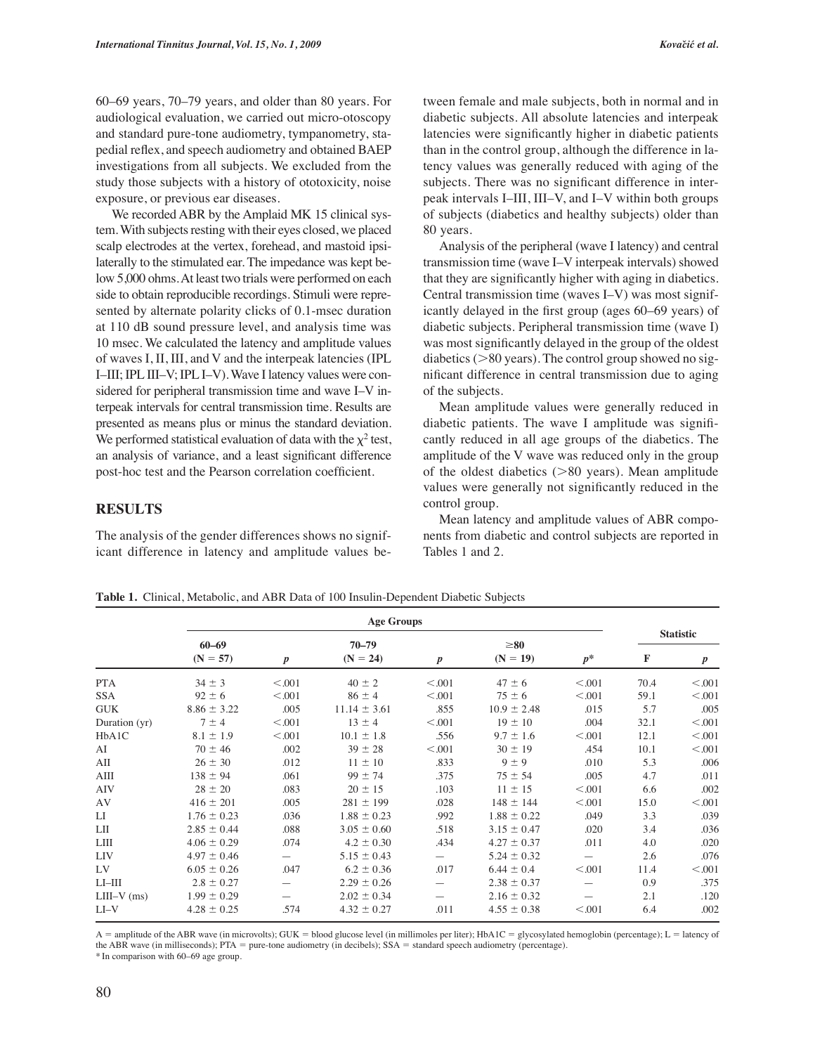60–69 years, 70–79 years, and older than 80 years. For audiological evaluation, we carried out micro-otoscopy and standard pure-tone audiometry, tympanometry, stapedial reflex, and speech audiometry and obtained BAEP investigations from all subjects. We excluded from the study those subjects with a history of ototoxicity, noise exposure, or previous ear diseases.

We recorded ABR by the Amplaid MK 15 clinical system. With subjects resting with their eyes closed, we placed scalp electrodes at the vertex, forehead, and mastoid ipsilaterally to the stimulated ear. The impedance was kept below 5,000 ohms. At least two trials were performed on each side to obtain reproducible recordings. Stimuli were represented by alternate polarity clicks of 0.1-msec duration at 110 dB sound pressure level, and analysis time was 10 msec. We calculated the latency and amplitude values of waves I, II, III, and V and the interpeak latencies (IPL I–III; IPL III–V; IPL I–V). Wave I latency values were considered for peripheral transmission time and wave I–V interpeak intervals for central transmission time. Results are presented as means plus or minus the standard deviation. We performed statistical evaluation of data with the $\chi^2$ test, an analysis of variance, and a least significant difference post-hoc test and the Pearson correlation coefficient.

## RESULTS

The analysis of the gender differences shows no significant difference in latency and amplitude values between female and male subjects, both in normal and in diabetic subjects. All absolute latencies and interpeak latencies were significantly higher in diabetic patients than in the control group, although the difference in latency values was generally reduced with aging of the subjects. There was no significant difference in interpeak intervals I–III, III–V, and I–V within both groups of subjects (diabetics and healthy subjects) older than 80 years.

Analysis of the peripheral (wave I latency) and central transmission time (wave I–V interpeak intervals) showed that they are significantly higher with aging in diabetics. Central transmission time (waves I–V) was most significantly delayed in the first group (ages 60–69 years) of diabetic subjects. Peripheral transmission time (wave I) was most significantly delayed in the group of the oldest diabetics (>80 years). The control group showed no significant difference in central transmission due to aging of the subjects.

Mean amplitude values were generally reduced in diabetic patients. The wave I amplitude was significantly reduced in all age groups of the diabetics. The amplitude of the V wave was reduced only in the group of the oldest diabetics (>80 years). Mean amplitude values were generally not significantly reduced in the control group.

Mean latency and amplitude values of ABR components from diabetic and control subjects are reported in Tables 1 and 2.

**Table 1.** Clinical, Metabolic, and ABR Data of 100 Insulin-Dependent Diabetic Subjects

| | Age Groups | | | | | | Statistic | |
|---|---|---|---|---|---|---|---|---|
| | 60–69 (N = 57) | *p* | 70–79 (N = 24) | *p* | ≥80 (N = 19) | *p*\* | F | *p* |
| PTA | 34 ± 3 | <.001 | 40 ± 2 | <.001 | 47 ± 6 | <.001 | 70.4 | <.001 |
| SSA | 92 ± 6 | <.001 | 86 ± 4 | <.001 | 75 ± 6 | <.001 | 59.1 | <.001 |
| GUK | 8.86 ± 3.22 | .005 | 11.14 ± 3.61 | .855 | 10.9 ± 2.48 | .015 | 5.7 | .005 |
| Duration (yr) | 7 ± 4 | <.001 | 13 ± 4 | <.001 | 19 ± 10 | .004 | 32.1 | <.001 |
| HbA1C | 8.1 ± 1.9 | <.001 | 10.1 ± 1.8 | .556 | 9.7 ± 1.6 | <.001 | 12.1 | <.001 |
| AI | 70 ± 46 | .002 | 39 ± 28 | <.001 | 30 ± 19 | .454 | 10.1 | <.001 |
| AII | 26 ± 30 | .012 | 11 ± 10 | .833 | 9 ± 9 | .010 | 5.3 | .006 |
| AIII | 138 ± 94 | .061 | 99 ± 74 | .375 | 75 ± 54 | .005 | 4.7 | .011 |
| AIV | 28 ± 20 | .083 | 20 ± 15 | .103 | 11 ± 15 | <.001 | 6.6 | .002 |
| AV | 416 ± 201 | .005 | 281 ± 199 | .028 | 148 ± 144 | <.001 | 15.0 | <.001 |
| LI | 1.76 ± 0.23 | .036 | 1.88 ± 0.23 | .992 | 1.88 ± 0.22 | .049 | 3.3 | .039 |
| LII | 2.85 ± 0.44 | .088 | 3.05 ± 0.60 | .518 | 3.15 ± 0.47 | .020 | 3.4 | .036 |
| LIII | 4.06 ± 0.29 | .074 | 4.2 ± 0.30 | .434 | 4.27 ± 0.37 | .011 | 4.0 | .020 |
| LIV | 4.97 ± 0.46 | — | 5.15 ± 0.43 | — | 5.24 ± 0.32 | — | 2.6 | .076 |
| LV | 6.05 ± 0.26 | .047 | 6.2 ± 0.36 | .017 | 6.44 ± 0.4 | <.001 | 11.4 | <.001 |
| LI–III | 2.8 ± 0.27 | — | 2.29 ± 0.26 | — | 2.38 ± 0.37 | — | 0.9 | .375 |
| LIII–V (ms) | 1.99 ± 0.29 | — | 2.02 ± 0.34 | — | 2.16 ± 0.32 | — | 2.1 | .120 |
| LI–V | 4.28 ± 0.25 | .574 | 4.32 ± 0.27 | .011 | 4.55 ± 0.38 | <.001 | 6.4 | .002 |

A = amplitude of the ABR wave (in microvolts); GUK = blood glucose level (in millimoles per liter); HbA1C = glycosylated hemoglobin (percentage); L = latency of the ABR wave (in milliseconds); PTA = pure-tone audiometry (in decibels); SSA = standard speech audiometry (percentage).
\* In comparison with 60–69 age group.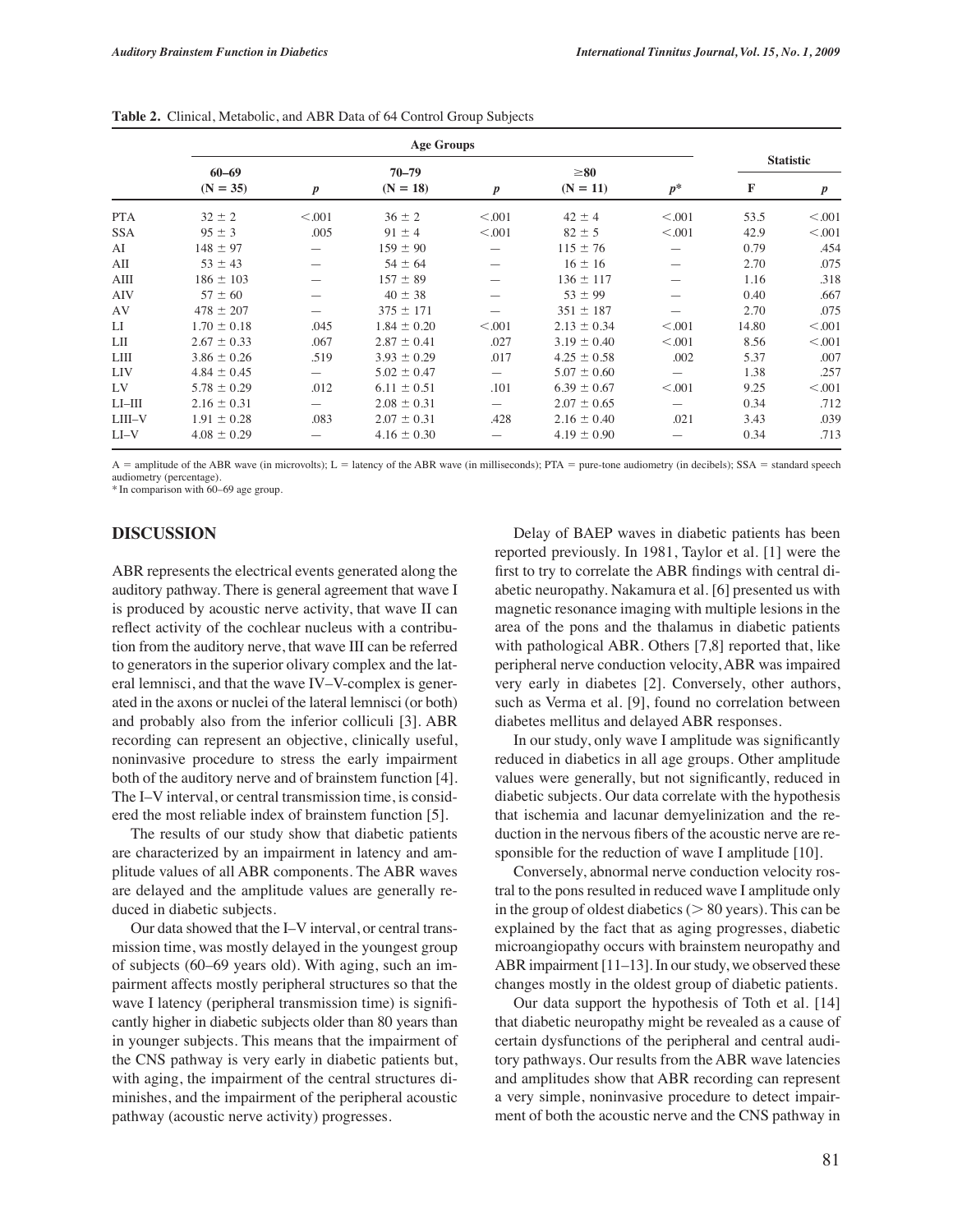**Table 2.** Clinical, Metabolic, and ABR Data of 64 Control Group Subjects

| | Age Groups | | | | | | Statistic | |
|---|---|---|---|---|---|---|---|---|
| | 60–69 (N = 35) | *p* | 70–79 (N = 18) | *p* | ≥80 (N = 11) | *p*\* | F | *p* |
| PTA | 32 ± 2 | <.001 | 36 ± 2 | <.001 | 42 ± 4 | <.001 | 53.5 | <.001 |
| SSA | 95 ± 3 | .005 | 91 ± 4 | <.001 | 82 ± 5 | <.001 | 42.9 | <.001 |
| AI | 148 ± 97 | — | 159 ± 90 | — | 115 ± 76 | — | 0.79 | .454 |
| AII | 53 ± 43 | — | 54 ± 64 | — | 16 ± 16 | — | 2.70 | .075 |
| AIII | 186 ± 103 | — | 157 ± 89 | — | 136 ± 117 | — | 1.16 | .318 |
| AIV | 57 ± 60 | — | 40 ± 38 | — | 53 ± 99 | — | 0.40 | .667 |
| AV | 478 ± 207 | — | 375 ± 171 | — | 351 ± 187 | — | 2.70 | .075 |
| LI | 1.70 ± 0.18 | .045 | 1.84 ± 0.20 | <.001 | 2.13 ± 0.34 | <.001 | 14.80 | <.001 |
| LII | 2.67 ± 0.33 | .067 | 2.87 ± 0.41 | .027 | 3.19 ± 0.40 | <.001 | 8.56 | <.001 |
| LIII | 3.86 ± 0.26 | .519 | 3.93 ± 0.29 | .017 | 4.25 ± 0.58 | .002 | 5.37 | .007 |
| LIV | 4.84 ± 0.45 | — | 5.02 ± 0.47 | — | 5.07 ± 0.60 | — | 1.38 | .257 |
| LV | 5.78 ± 0.29 | .012 | 6.11 ± 0.51 | .101 | 6.39 ± 0.67 | <.001 | 9.25 | <.001 |
| LI–III | 2.16 ± 0.31 | — | 2.08 ± 0.31 | — | 2.07 ± 0.65 | — | 0.34 | .712 |
| LIII–V | 1.91 ± 0.28 | .083 | 2.07 ± 0.31 | .428 | 2.16 ± 0.40 | .021 | 3.43 | .039 |
| LI–V | 4.08 ± 0.29 | — | 4.16 ± 0.30 | — | 4.19 ± 0.90 | — | 0.34 | .713 |

A = amplitude of the ABR wave (in microvolts); L = latency of the ABR wave (in milliseconds); PTA = pure-tone audiometry (in decibels); SSA = standard speech audiometry (percentage).
\* In comparison with 60–69 age group.

## DISCUSSION

ABR represents the electrical events generated along the auditory pathway. There is general agreement that wave I is produced by acoustic nerve activity, that wave II can reflect activity of the cochlear nucleus with a contribution from the auditory nerve, that wave III can be referred to generators in the superior olivary complex and the lateral lemnisci, and that the wave IV–V-complex is generated in the axons or nuclei of the lateral lemnisci (or both) and probably also from the inferior colliculi [3]. ABR recording can represent an objective, clinically useful, noninvasive procedure to stress the early impairment both of the auditory nerve and of brainstem function [4]. The I–V interval, or central transmission time, is considered the most reliable index of brainstem function [5].

The results of our study show that diabetic patients are characterized by an impairment in latency and amplitude values of all ABR components. The ABR waves are delayed and the amplitude values are generally reduced in diabetic subjects.

Our data showed that the I–V interval, or central transmission time, was mostly delayed in the youngest group of subjects (60–69 years old). With aging, such an impairment affects mostly peripheral structures so that the wave I latency (peripheral transmission time) is significantly higher in diabetic subjects older than 80 years than in younger subjects. This means that the impairment of the CNS pathway is very early in diabetic patients but, with aging, the impairment of the central structures diminishes, and the impairment of the peripheral acoustic pathway (acoustic nerve activity) progresses.

Delay of BAEP waves in diabetic patients has been reported previously. In 1981, Taylor et al. [1] were the first to try to correlate the ABR findings with central diabetic neuropathy. Nakamura et al. [6] presented us with magnetic resonance imaging with multiple lesions in the area of the pons and the thalamus in diabetic patients with pathological ABR. Others [7,8] reported that, like peripheral nerve conduction velocity, ABR was impaired very early in diabetes [2]. Conversely, other authors, such as Verma et al. [9], found no correlation between diabetes mellitus and delayed ABR responses.

In our study, only wave I amplitude was significantly reduced in diabetics in all age groups. Other amplitude values were generally, but not significantly, reduced in diabetic subjects. Our data correlate with the hypothesis that ischemia and lacunar demyelinization and the reduction in the nervous fibers of the acoustic nerve are responsible for the reduction of wave I amplitude [10].

Conversely, abnormal nerve conduction velocity rostral to the pons resulted in reduced wave I amplitude only in the group of oldest diabetics (> 80 years). This can be explained by the fact that as aging progresses, diabetic microangiopathy occurs with brainstem neuropathy and ABR impairment [11–13]. In our study, we observed these changes mostly in the oldest group of diabetic patients.

Our data support the hypothesis of Toth et al. [14] that diabetic neuropathy might be revealed as a cause of certain dysfunctions of the peripheral and central auditory pathways. Our results from the ABR wave latencies and amplitudes show that ABR recording can represent a very simple, noninvasive procedure to detect impairment of both the acoustic nerve and the CNS pathway in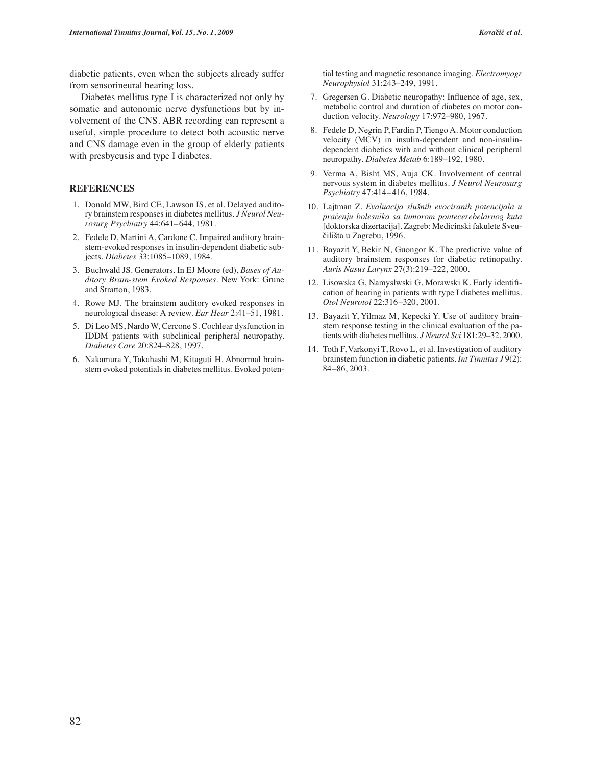diabetic patients, even when the subjects already suffer from sensorineural hearing loss.

Diabetes mellitus type I is characterized not only by somatic and autonomic nerve dysfunctions but by involvement of the CNS. ABR recording can represent a useful, simple procedure to detect both acoustic nerve and CNS damage even in the group of elderly patients with presbycusis and type I diabetes.

## REFERENCES

1. Donald MW, Bird CE, Lawson IS, et al. Delayed auditory brainstem responses in diabetes mellitus. *J Neurol Neurosurg Psychiatry* 44:641–644, 1981.
2. Fedele D, Martini A, Cardone C. Impaired auditory brainstem-evoked responses in insulin-dependent diabetic subjects. *Diabetes* 33:1085–1089, 1984.
3. Buchwald JS. Generators. In EJ Moore (ed), *Bases of Auditory Brain-stem Evoked Responses*. New York: Grune and Stratton, 1983.
4. Rowe MJ. The brainstem auditory evoked responses in neurological disease: A review. *Ear Hear* 2:41–51, 1981.
5. Di Leo MS, Nardo W, Cercone S. Cochlear dysfunction in IDDM patients with subclinical peripheral neuropathy. *Diabetes Care* 20:824–828, 1997.
6. Nakamura Y, Takahashi M, Kitaguti H. Abnormal brainstem evoked potentials in diabetes mellitus. Evoked potential testing and magnetic resonance imaging. *Electromyogr Neurophysiol* 31:243–249, 1991.
7. Gregersen G. Diabetic neuropathy: Influence of age, sex, metabolic control and duration of diabetes on motor conduction velocity. *Neurology* 17:972–980, 1967.
8. Fedele D, Negrin P, Fardin P, Tiengo A. Motor conduction velocity (MCV) in insulin-dependent and non-insulin-dependent diabetics with and without clinical peripheral neuropathy. *Diabetes Metab* 6:189–192, 1980.
9. Verma A, Bisht MS, Auja CK. Involvement of central nervous system in diabetes mellitus. *J Neurol Neurosurg Psychiatry* 47:414–416, 1984.
10. Lajtman Z. *Evaluacija slušnih evociranih potencijala u praćenju bolesnika sa tumorom pontecerebelarnog kuta* [doktorska dizertacija]. Zagreb: Medicinski fakulete Sveučilišta u Zagrebu, 1996.
11. Bayazit Y, Bekir N, Guongor K. The predictive value of auditory brainstem responses for diabetic retinopathy. *Auris Nasus Larynx* 27(3):219–222, 2000.
12. Lisowska G, Namyslwski G, Morawski K. Early identification of hearing in patients with type I diabetes mellitus. *Otol Neurotol* 22:316–320, 2001.
13. Bayazit Y, Yilmaz M, Kepecki Y. Use of auditory brainstem response testing in the clinical evaluation of the patients with diabetes mellitus. *J Neurol Sci* 181:29–32, 2000.
14. Toth F, Varkonyi T, Rovo L, et al. Investigation of auditory brainstem function in diabetic patients. *Int Tinnitus J* 9(2): 84–86, 2003.